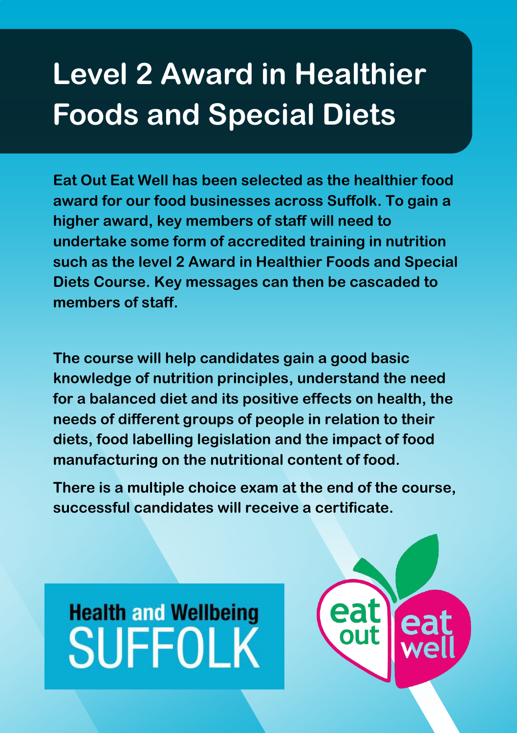# Level 2 Award in Healthier Foods and Special Diets

**Eat Out Eat Well has been selected as the healthier food award for our food businesses across Suffolk. To gain a higher award, key members of staff will need to undertake some form of accredited training in nutrition such as the level 2 Award in Healthier Foods and Special Diets Course. Key messages can then be cascaded to members of staff.**

**The course will help candidates gain a good basic knowledge of nutrition principles, understand the need for a balanced diet and its positive effects on health, the needs of different groups of people in relation to their diets, food labelling legislation and the impact of food manufacturing on the nutritional content of food.**

**There is a multiple choice exam at the end of the course, successful candidates will receive a certificate.**

Health and Wellbeing SUFFOLK

eat out eat well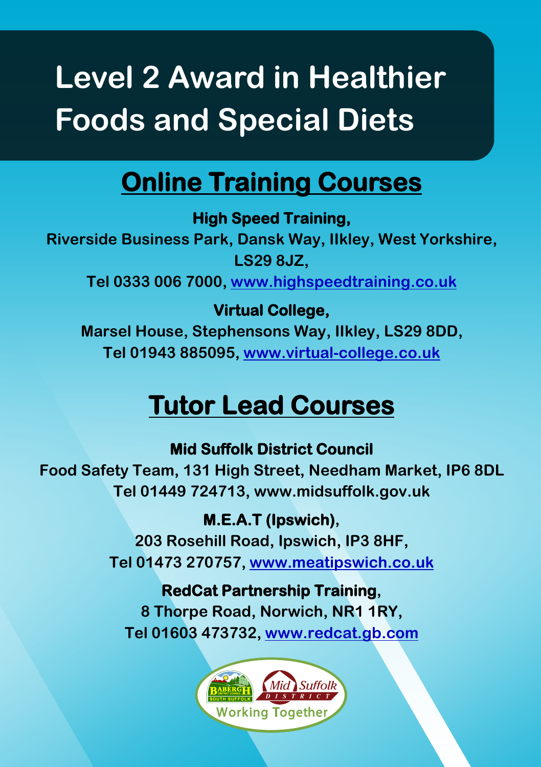# Level 2 Award in Healthier Foods and Special Diets

## Online Training Courses

**High Speed Training,**
**Riverside Business Park, Dansk Way, Ilkley, West Yorkshire, LS29 8JZ,**
**Tel 0333 006 7000, www.highspeedtraining.co.uk**

**Virtual College,**
**Marsel House, Stephensons Way, Ilkley, LS29 8DD,**
**Tel 01943 885095, www.virtual-college.co.uk**

## Tutor Lead Courses

**Mid Suffolk District Council**
**Food Safety Team, 131 High Street, Needham Market, IP6 8DL**
**Tel 01449 724713, www.midsuffolk.gov.uk**

**M.E.A.T (Ipswich),**
**203 Rosehill Road, Ipswich, IP3 8HF,**
**Tel 01473 270757, www.meatipswich.co.uk**

**RedCat Partnership Training,**
**8 Thorpe Road, Norwich, NR1 1RY,**
**Tel 01603 473732, www.redcat.gb.com**

Babergh District Council South Suffolk | Mid Suffolk District
Working Together